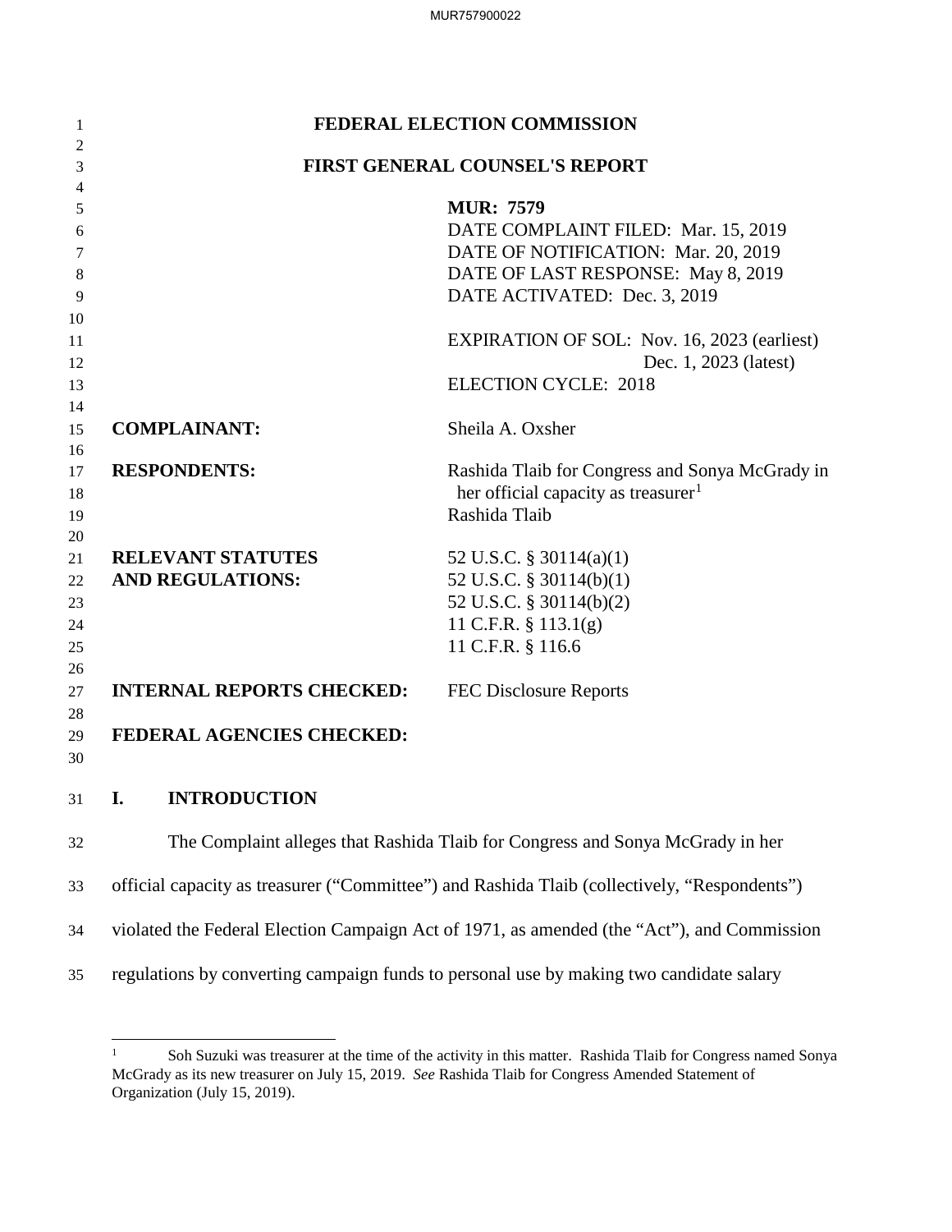# FEDERAL ELECTION COMMISSION

## FIRST GENERAL COUNSEL'S REPORT

**MUR: 7579**
DATE COMPLAINT FILED: Mar. 15, 2019
DATE OF NOTIFICATION: Mar. 20, 2019
DATE OF LAST RESPONSE: May 8, 2019
DATE ACTIVATED: Dec. 3, 2019

EXPIRATION OF SOL: Nov. 16, 2023 (earliest)
Dec. 1, 2023 (latest)
ELECTION CYCLE: 2018

**COMPLAINANT:** Sheila A. Oxsher

**RESPONDENTS:** Rashida Tlaib for Congress and Sonya McGrady in her official capacity as treasurer[1]
Rashida Tlaib

**RELEVANT STATUTES AND REGULATIONS:**
52 U.S.C. § 30114(a)(1)
52 U.S.C. § 30114(b)(1)
52 U.S.C. § 30114(b)(2)
11 C.F.R. § 113.1(g)
11 C.F.R. § 116.6

**INTERNAL REPORTS CHECKED:** FEC Disclosure Reports

**FEDERAL AGENCIES CHECKED:**

## I. INTRODUCTION

The Complaint alleges that Rashida Tlaib for Congress and Sonya McGrady in her official capacity as treasurer ("Committee") and Rashida Tlaib (collectively, "Respondents") violated the Federal Election Campaign Act of 1971, as amended (the "Act"), and Commission regulations by converting campaign funds to personal use by making two candidate salary

---

[1] Soh Suzuki was treasurer at the time of the activity in this matter. Rashida Tlaib for Congress named Sonya McGrady as its new treasurer on July 15, 2019. *See* Rashida Tlaib for Congress Amended Statement of Organization (July 15, 2019).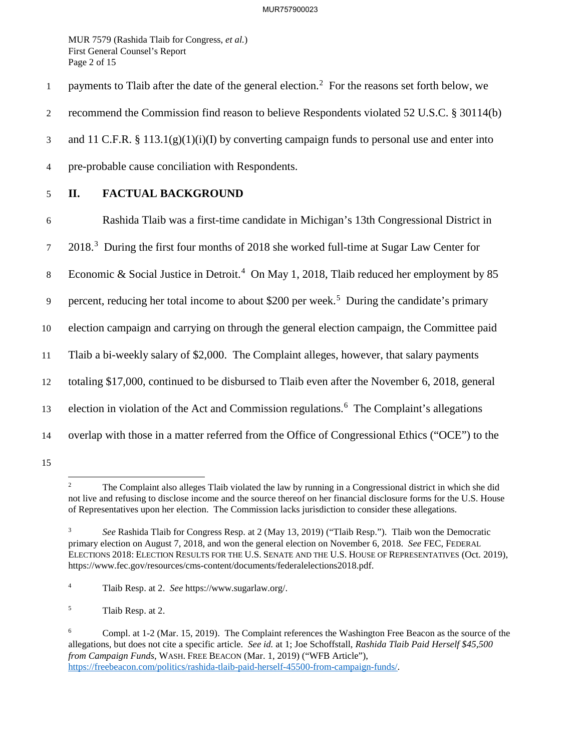payments to Tlaib after the date of the general election.[2] For the reasons set forth below, we recommend the Commission find reason to believe Respondents violated 52 U.S.C. § 30114(b) and 11 C.F.R. § 113.1(g)(1)(i)(I) by converting campaign funds to personal use and enter into pre-probable cause conciliation with Respondents.

## II. FACTUAL BACKGROUND

Rashida Tlaib was a first-time candidate in Michigan's 13th Congressional District in 2018.[3] During the first four months of 2018 she worked full-time at Sugar Law Center for Economic & Social Justice in Detroit.[4] On May 1, 2018, Tlaib reduced her employment by 85 percent, reducing her total income to about $200 per week.[5] During the candidate's primary election campaign and carrying on through the general election campaign, the Committee paid Tlaib a bi-weekly salary of $2,000. The Complaint alleges, however, that salary payments totaling $17,000, continued to be disbursed to Tlaib even after the November 6, 2018, general election in violation of the Act and Commission regulations.[6] The Complaint's allegations overlap with those in a matter referred from the Office of Congressional Ethics ("OCE") to the

---

[2] The Complaint also alleges Tlaib violated the law by running in a Congressional district in which she did not live and refusing to disclose income and the source thereof on her financial disclosure forms for the U.S. House of Representatives upon her election. The Commission lacks jurisdiction to consider these allegations.

[3] *See* Rashida Tlaib for Congress Resp. at 2 (May 13, 2019) ("Tlaib Resp."). Tlaib won the Democratic primary election on August 7, 2018, and won the general election on November 6, 2018. *See* FEC, FEDERAL ELECTIONS 2018: ELECTION RESULTS FOR THE U.S. SENATE AND THE U.S. HOUSE OF REPRESENTATIVES (Oct. 2019), https://www.fec.gov/resources/cms-content/documents/federalelections2018.pdf.

[4] Tlaib Resp. at 2. *See* https://www.sugarlaw.org/.

[5] Tlaib Resp. at 2.

[6] Compl. at 1-2 (Mar. 15, 2019). The Complaint references the Washington Free Beacon as the source of the allegations, but does not cite a specific article. *See id.* at 1; Joe Schoffstall, *Rashida Tlaib Paid Herself $45,500 from Campaign Funds*, WASH. FREE BEACON (Mar. 1, 2019) ("WFB Article"), https://freebeacon.com/politics/rashida-tlaib-paid-herself-45500-from-campaign-funds/.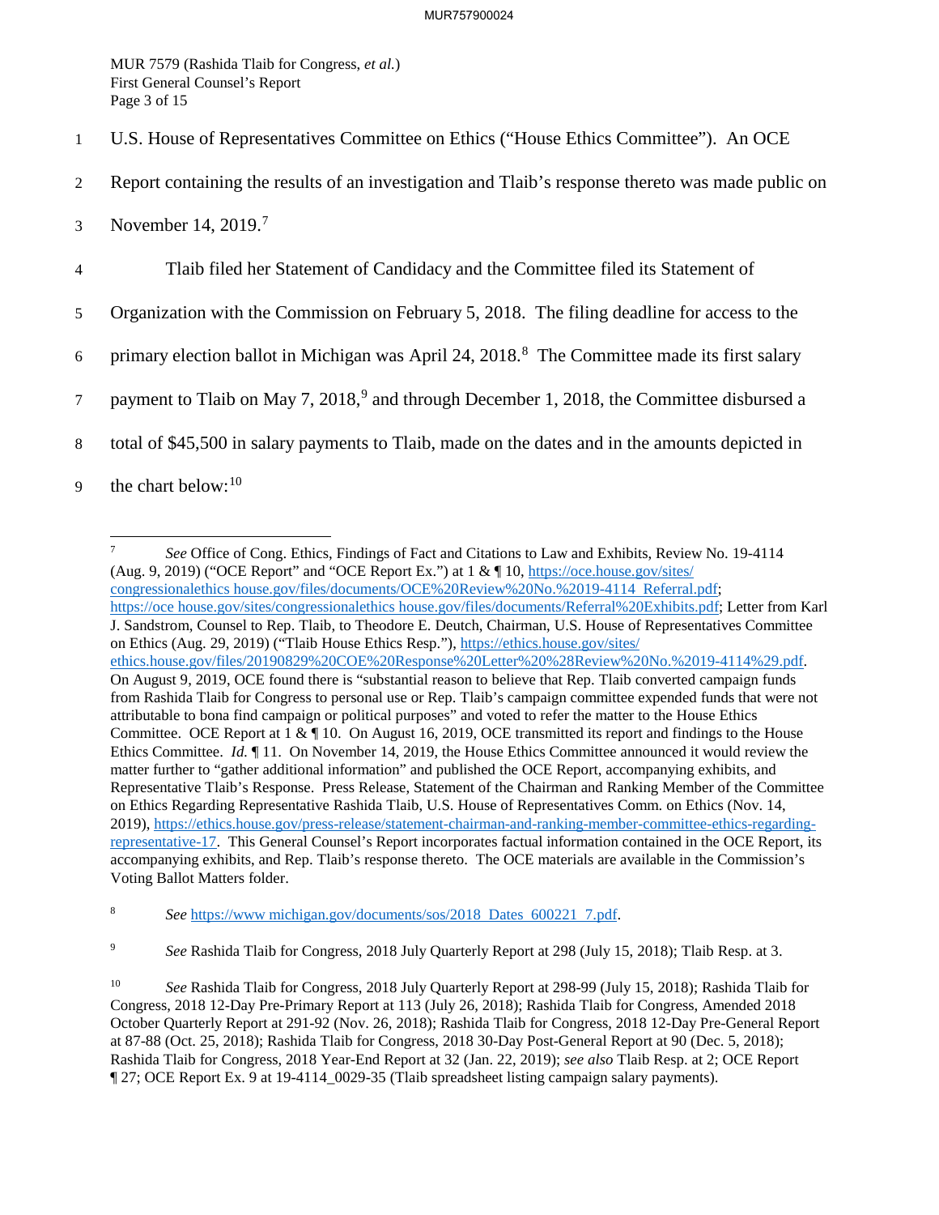U.S. House of Representatives Committee on Ethics ("House Ethics Committee"). An OCE Report containing the results of an investigation and Tlaib's response thereto was made public on November 14, 2019.[7]

Tlaib filed her Statement of Candidacy and the Committee filed its Statement of Organization with the Commission on February 5, 2018. The filing deadline for access to the primary election ballot in Michigan was April 24, 2018.[8] The Committee made its first salary payment to Tlaib on May 7, 2018,[9] and through December 1, 2018, the Committee disbursed a total of $45,500 in salary payments to Tlaib, made on the dates and in the amounts depicted in the chart below:[10]

---

[7] *See* Office of Cong. Ethics, Findings of Fact and Citations to Law and Exhibits, Review No. 19-4114 (Aug. 9, 2019) ("OCE Report" and "OCE Report Ex.") at 1 & ¶ 10, https://oce.house.gov/sites/congressionalethics house.gov/files/documents/OCE%20Review%20No.%2019-4114 Referral.pdf; https://oce house.gov/sites/congressionalethics house.gov/files/documents/Referral%20Exhibits.pdf; Letter from Karl J. Sandstrom, Counsel to Rep. Tlaib, to Theodore E. Deutch, Chairman, U.S. House of Representatives Committee on Ethics (Aug. 29, 2019) ("Tlaib House Ethics Resp."), https://ethics.house.gov/sites/ethics.house.gov/files/20190829%20COE%20Response%20Letter%20%28Review%20No.%2019-4114%29.pdf. On August 9, 2019, OCE found there is "substantial reason to believe that Rep. Tlaib converted campaign funds from Rashida Tlaib for Congress to personal use or Rep. Tlaib's campaign committee expended funds that were not attributable to bona find campaign or political purposes" and voted to refer the matter to the House Ethics Committee. OCE Report at 1 & ¶ 10. On August 16, 2019, OCE transmitted its report and findings to the House Ethics Committee. *Id.* ¶ 11. On November 14, 2019, the House Ethics Committee announced it would review the matter further to "gather additional information" and published the OCE Report, accompanying exhibits, and Representative Tlaib's Response. Press Release, Statement of the Chairman and Ranking Member of the Committee on Ethics Regarding Representative Rashida Tlaib, U.S. House of Representatives Comm. on Ethics (Nov. 14, 2019), https://ethics.house.gov/press-release/statement-chairman-and-ranking-member-committee-ethics-regarding-representative-17. This General Counsel's Report incorporates factual information contained in the OCE Report, its accompanying exhibits, and Rep. Tlaib's response thereto. The OCE materials are available in the Commission's Voting Ballot Matters folder.

[8] *See* https://www michigan.gov/documents/sos/2018 Dates 600221 7.pdf.

[9] *See* Rashida Tlaib for Congress, 2018 July Quarterly Report at 298 (July 15, 2018); Tlaib Resp. at 3.

[10] *See* Rashida Tlaib for Congress, 2018 July Quarterly Report at 298-99 (July 15, 2018); Rashida Tlaib for Congress, 2018 12-Day Pre-Primary Report at 113 (July 26, 2018); Rashida Tlaib for Congress, Amended 2018 October Quarterly Report at 291-92 (Nov. 26, 2018); Rashida Tlaib for Congress, 2018 12-Day Pre-General Report at 87-88 (Oct. 25, 2018); Rashida Tlaib for Congress, 2018 30-Day Post-General Report at 90 (Dec. 5, 2018); Rashida Tlaib for Congress, 2018 Year-End Report at 32 (Jan. 22, 2019); *see also* Tlaib Resp. at 2; OCE Report ¶ 27; OCE Report Ex. 9 at 19-4114_0029-35 (Tlaib spreadsheet listing campaign salary payments).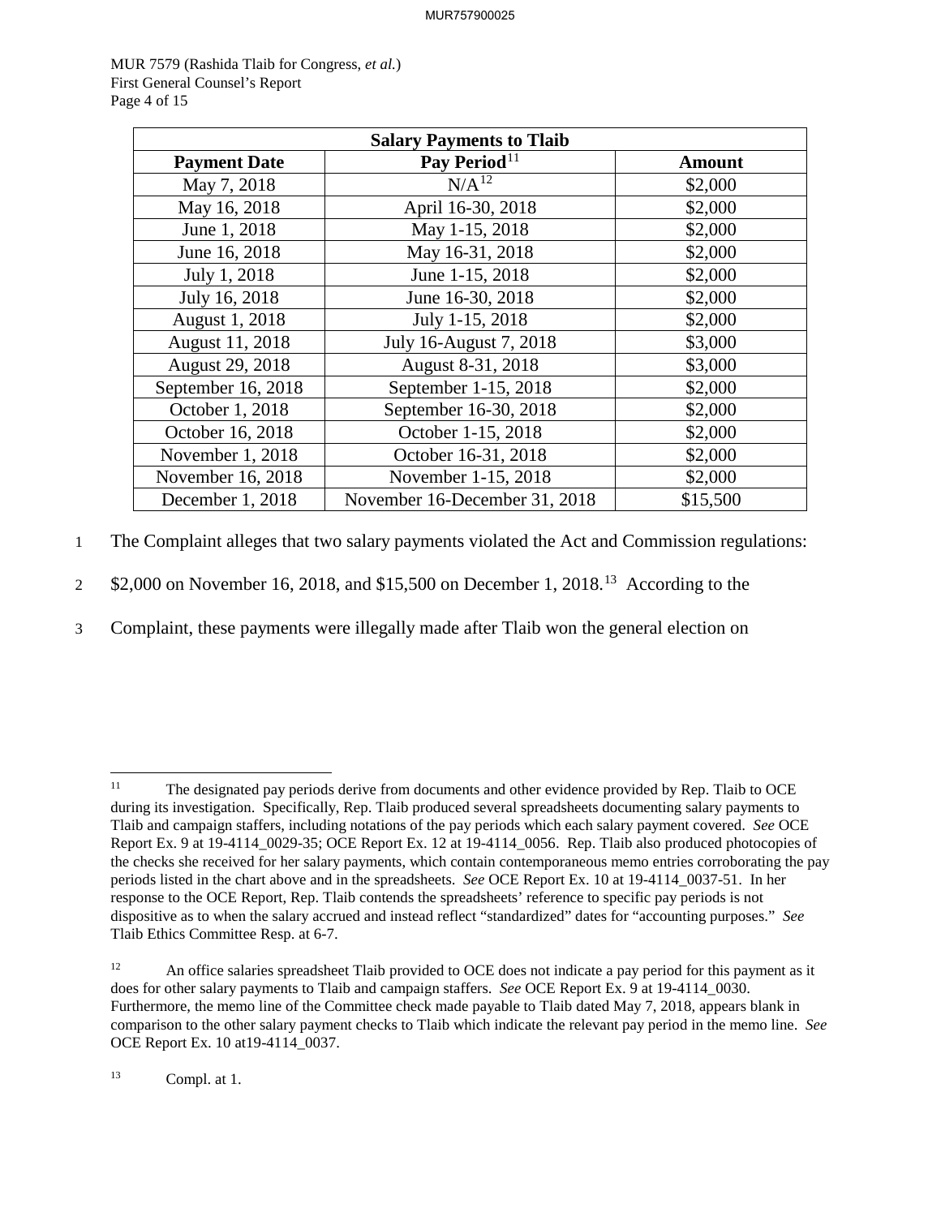| Salary Payments to Tlaib | | |
|---|---|---|
| **Payment Date** | **Pay Period**[11] | **Amount** |
| May 7, 2018 | N/A[12] | $2,000 |
| May 16, 2018 | April 16-30, 2018 | $2,000 |
| June 1, 2018 | May 1-15, 2018 | $2,000 |
| June 16, 2018 | May 16-31, 2018 | $2,000 |
| July 1, 2018 | June 1-15, 2018 | $2,000 |
| July 16, 2018 | June 16-30, 2018 | $2,000 |
| August 1, 2018 | July 1-15, 2018 | $2,000 |
| August 11, 2018 | July 16-August 7, 2018 | $3,000 |
| August 29, 2018 | August 8-31, 2018 | $3,000 |
| September 16, 2018 | September 1-15, 2018 | $2,000 |
| October 1, 2018 | September 16-30, 2018 | $2,000 |
| October 16, 2018 | October 1-15, 2018 | $2,000 |
| November 1, 2018 | October 16-31, 2018 | $2,000 |
| November 16, 2018 | November 1-15, 2018 | $2,000 |
| December 1, 2018 | November 16-December 31, 2018 | $15,500 |

The Complaint alleges that two salary payments violated the Act and Commission regulations: $2,000 on November 16, 2018, and $15,500 on December 1, 2018.[13] According to the Complaint, these payments were illegally made after Tlaib won the general election on

---

[11] The designated pay periods derive from documents and other evidence provided by Rep. Tlaib to OCE during its investigation. Specifically, Rep. Tlaib produced several spreadsheets documenting salary payments to Tlaib and campaign staffers, including notations of the pay periods which each salary payment covered. *See* OCE Report Ex. 9 at 19-4114_0029-35; OCE Report Ex. 12 at 19-4114_0056. Rep. Tlaib also produced photocopies of the checks she received for her salary payments, which contain contemporaneous memo entries corroborating the pay periods listed in the chart above and in the spreadsheets. *See* OCE Report Ex. 10 at 19-4114_0037-51. In her response to the OCE Report, Rep. Tlaib contends the spreadsheets' reference to specific pay periods is not dispositive as to when the salary accrued and instead reflect "standardized" dates for "accounting purposes." *See* Tlaib Ethics Committee Resp. at 6-7.

[12] An office salaries spreadsheet Tlaib provided to OCE does not indicate a pay period for this payment as it does for other salary payments to Tlaib and campaign staffers. *See* OCE Report Ex. 9 at 19-4114_0030. Furthermore, the memo line of the Committee check made payable to Tlaib dated May 7, 2018, appears blank in comparison to the other salary payment checks to Tlaib which indicate the relevant pay period in the memo line. *See* OCE Report Ex. 10 at19-4114_0037.

[13] Compl. at 1.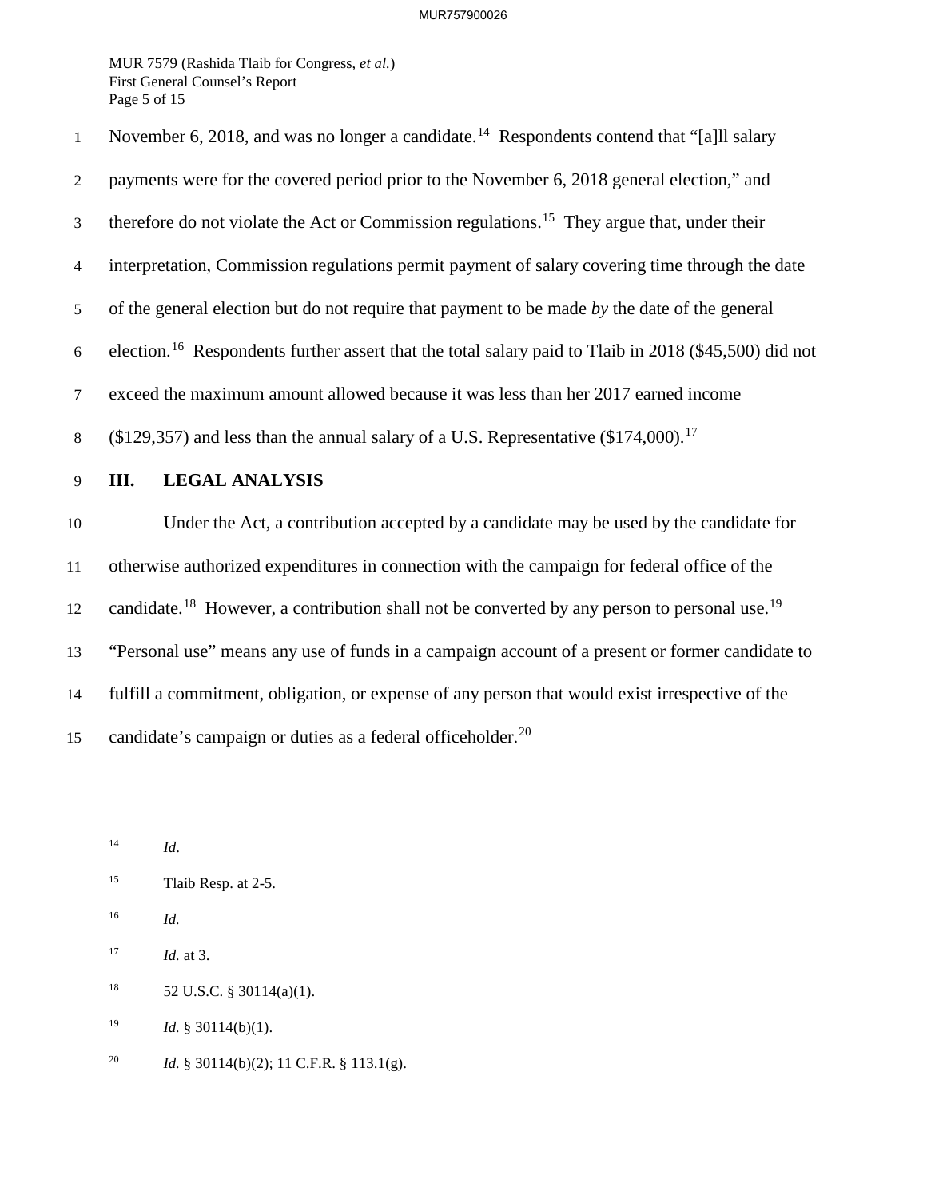November 6, 2018, and was no longer a candidate.[14] Respondents contend that "[a]ll salary payments were for the covered period prior to the November 6, 2018 general election," and therefore do not violate the Act or Commission regulations.[15] They argue that, under their interpretation, Commission regulations permit payment of salary covering time through the date of the general election but do not require that payment to be made *by* the date of the general election.[16] Respondents further assert that the total salary paid to Tlaib in 2018 ($45,500) did not exceed the maximum amount allowed because it was less than her 2017 earned income ($129,357) and less than the annual salary of a U.S. Representative ($174,000).[17]

## III. LEGAL ANALYSIS

Under the Act, a contribution accepted by a candidate may be used by the candidate for otherwise authorized expenditures in connection with the campaign for federal office of the candidate.[18] However, a contribution shall not be converted by any person to personal use.[19] "Personal use" means any use of funds in a campaign account of a present or former candidate to fulfill a commitment, obligation, or expense of any person that would exist irrespective of the candidate's campaign or duties as a federal officeholder.[20]

---

[14] *Id*.

[15] Tlaib Resp. at 2-5.

[16] *Id.*

[17] *Id.* at 3.

[18] 52 U.S.C. § 30114(a)(1).

[19] *Id.* § 30114(b)(1).

[20] *Id.* § 30114(b)(2); 11 C.F.R. § 113.1(g).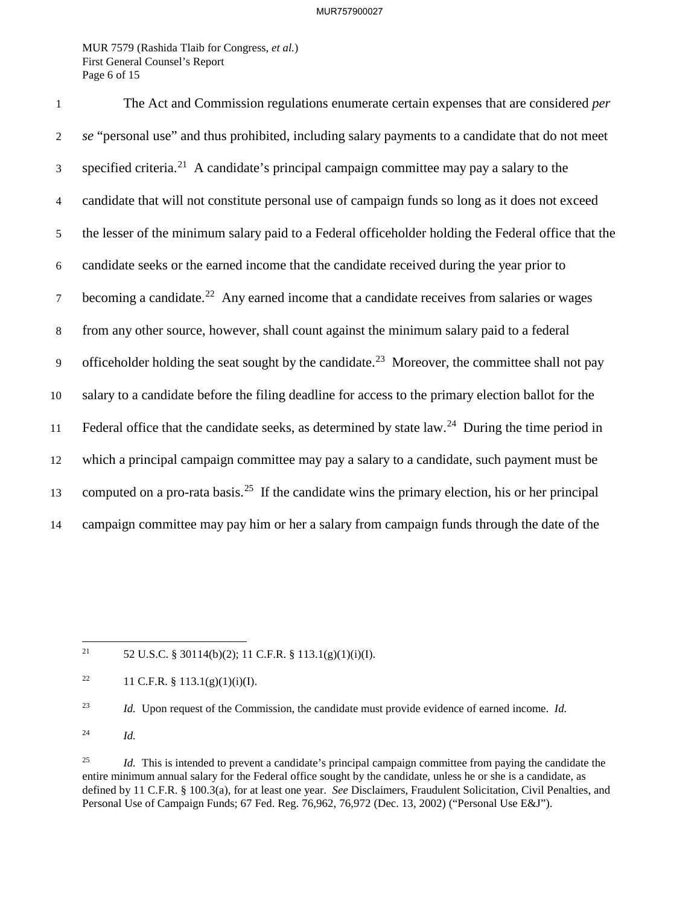The Act and Commission regulations enumerate certain expenses that are considered *per se* "personal use" and thus prohibited, including salary payments to a candidate that do not meet specified criteria.[21] A candidate's principal campaign committee may pay a salary to the candidate that will not constitute personal use of campaign funds so long as it does not exceed the lesser of the minimum salary paid to a Federal officeholder holding the Federal office that the candidate seeks or the earned income that the candidate received during the year prior to becoming a candidate.[22] Any earned income that a candidate receives from salaries or wages from any other source, however, shall count against the minimum salary paid to a federal officeholder holding the seat sought by the candidate.[23] Moreover, the committee shall not pay salary to a candidate before the filing deadline for access to the primary election ballot for the Federal office that the candidate seeks, as determined by state law.[24] During the time period in which a principal campaign committee may pay a salary to a candidate, such payment must be computed on a pro-rata basis.[25] If the candidate wins the primary election, his or her principal campaign committee may pay him or her a salary from campaign funds through the date of the

---

[21] 52 U.S.C. § 30114(b)(2); 11 C.F.R. § 113.1(g)(1)(i)(I).

[22] 11 C.F.R. § 113.1(g)(1)(i)(I).

[23] *Id.* Upon request of the Commission, the candidate must provide evidence of earned income. *Id.*

[24] *Id.*

[25] *Id.* This is intended to prevent a candidate's principal campaign committee from paying the candidate the entire minimum annual salary for the Federal office sought by the candidate, unless he or she is a candidate, as defined by 11 C.F.R. § 100.3(a), for at least one year. *See* Disclaimers, Fraudulent Solicitation, Civil Penalties, and Personal Use of Campaign Funds; 67 Fed. Reg. 76,962, 76,972 (Dec. 13, 2002) ("Personal Use E&J").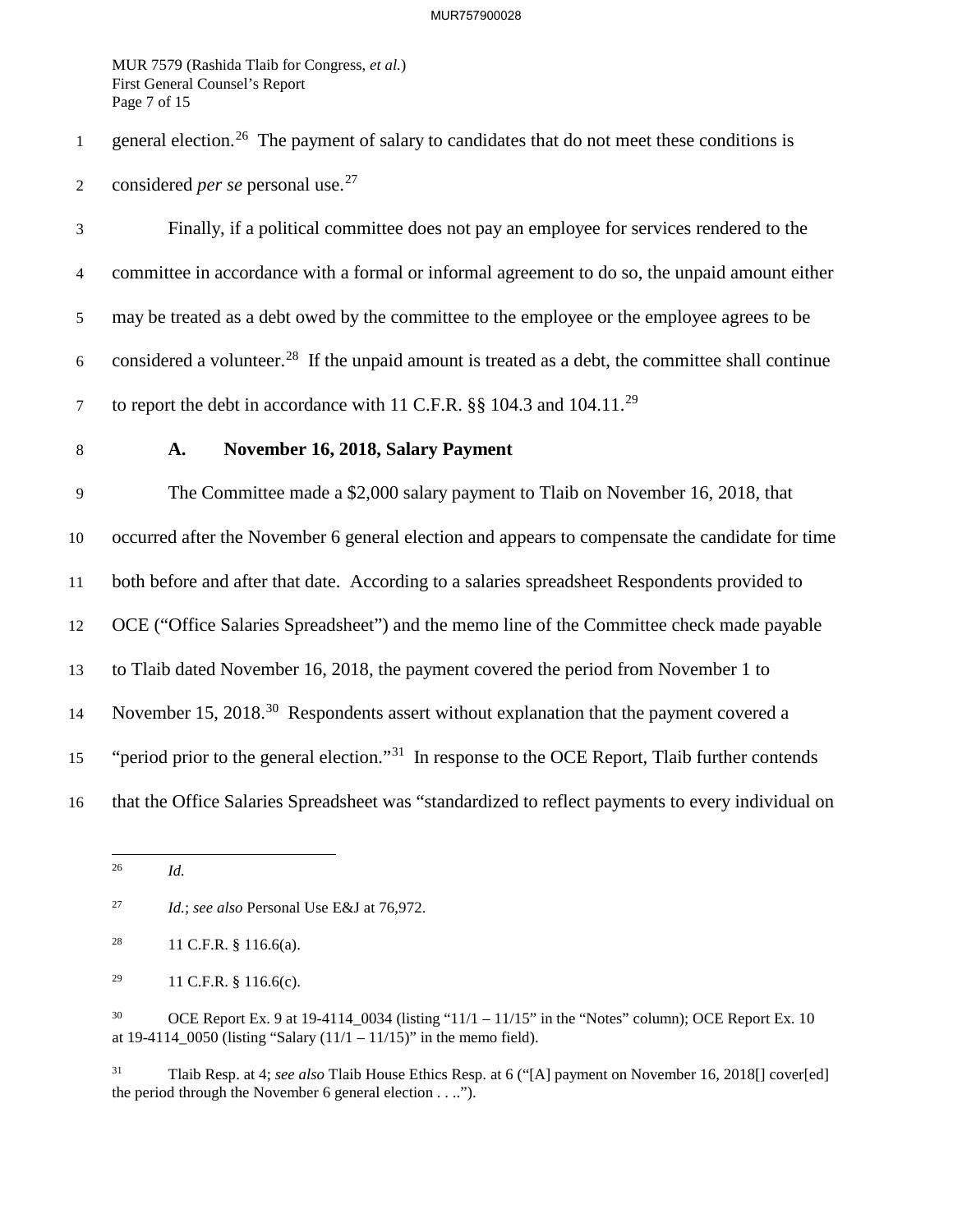general election.[26] The payment of salary to candidates that do not meet these conditions is considered *per se* personal use.[27]

Finally, if a political committee does not pay an employee for services rendered to the committee in accordance with a formal or informal agreement to do so, the unpaid amount either may be treated as a debt owed by the committee to the employee or the employee agrees to be considered a volunteer.[28] If the unpaid amount is treated as a debt, the committee shall continue to report the debt in accordance with 11 C.F.R. §§ 104.3 and 104.11.[29]

### A. November 16, 2018, Salary Payment

The Committee made a $2,000 salary payment to Tlaib on November 16, 2018, that occurred after the November 6 general election and appears to compensate the candidate for time both before and after that date. According to a salaries spreadsheet Respondents provided to OCE ("Office Salaries Spreadsheet") and the memo line of the Committee check made payable to Tlaib dated November 16, 2018, the payment covered the period from November 1 to November 15, 2018.[30] Respondents assert without explanation that the payment covered a "period prior to the general election."[31] In response to the OCE Report, Tlaib further contends that the Office Salaries Spreadsheet was "standardized to reflect payments to every individual on

---

[26] *Id.*

[27] *Id.*; *see also* Personal Use E&J at 76,972.

[28] 11 C.F.R. § 116.6(a).

[29] 11 C.F.R. § 116.6(c).

[30] OCE Report Ex. 9 at 19-4114_0034 (listing "11/1 – 11/15" in the "Notes" column); OCE Report Ex. 10 at 19-4114_0050 (listing "Salary (11/1 – 11/15)" in the memo field).

[31] Tlaib Resp. at 4; *see also* Tlaib House Ethics Resp. at 6 ("[A] payment on November 16, 2018[] cover[ed] the period through the November 6 general election . . ..").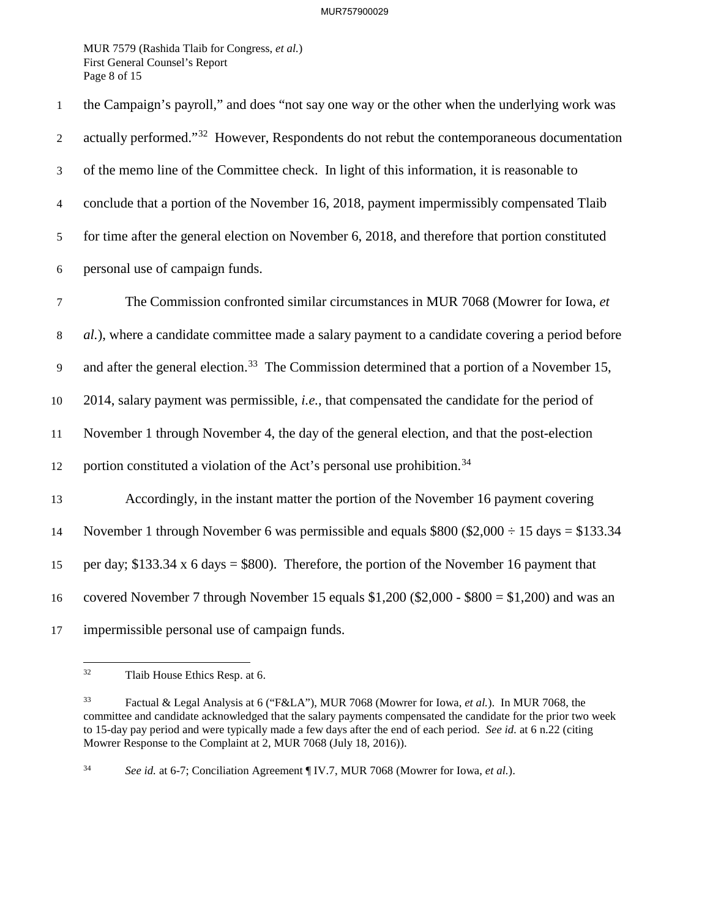the Campaign's payroll," and does "not say one way or the other when the underlying work was actually performed."[32] However, Respondents do not rebut the contemporaneous documentation of the memo line of the Committee check. In light of this information, it is reasonable to conclude that a portion of the November 16, 2018, payment impermissibly compensated Tlaib for time after the general election on November 6, 2018, and therefore that portion constituted personal use of campaign funds.

The Commission confronted similar circumstances in MUR 7068 (Mowrer for Iowa, *et al.*), where a candidate committee made a salary payment to a candidate covering a period before and after the general election.[33] The Commission determined that a portion of a November 15, 2014, salary payment was permissible, *i.e.*, that compensated the candidate for the period of November 1 through November 4, the day of the general election, and that the post-election portion constituted a violation of the Act's personal use prohibition.[34]

Accordingly, in the instant matter the portion of the November 16 payment covering November 1 through November 6 was permissible and equals \$800 (\$2,000 ÷ 15 days = \$133.34 per day; \$133.34 x 6 days = \$800). Therefore, the portion of the November 16 payment that covered November 7 through November 15 equals \$1,200 (\$2,000 - \$800 = \$1,200) and was an impermissible personal use of campaign funds.

---

[32] Tlaib House Ethics Resp. at 6.

[33] Factual & Legal Analysis at 6 ("F&LA"), MUR 7068 (Mowrer for Iowa, *et al.*). In MUR 7068, the committee and candidate acknowledged that the salary payments compensated the candidate for the prior two week to 15-day pay period and were typically made a few days after the end of each period. *See id.* at 6 n.22 (citing Mowrer Response to the Complaint at 2, MUR 7068 (July 18, 2016)).

[34] *See id.* at 6-7; Conciliation Agreement ¶ IV.7, MUR 7068 (Mowrer for Iowa, *et al.*).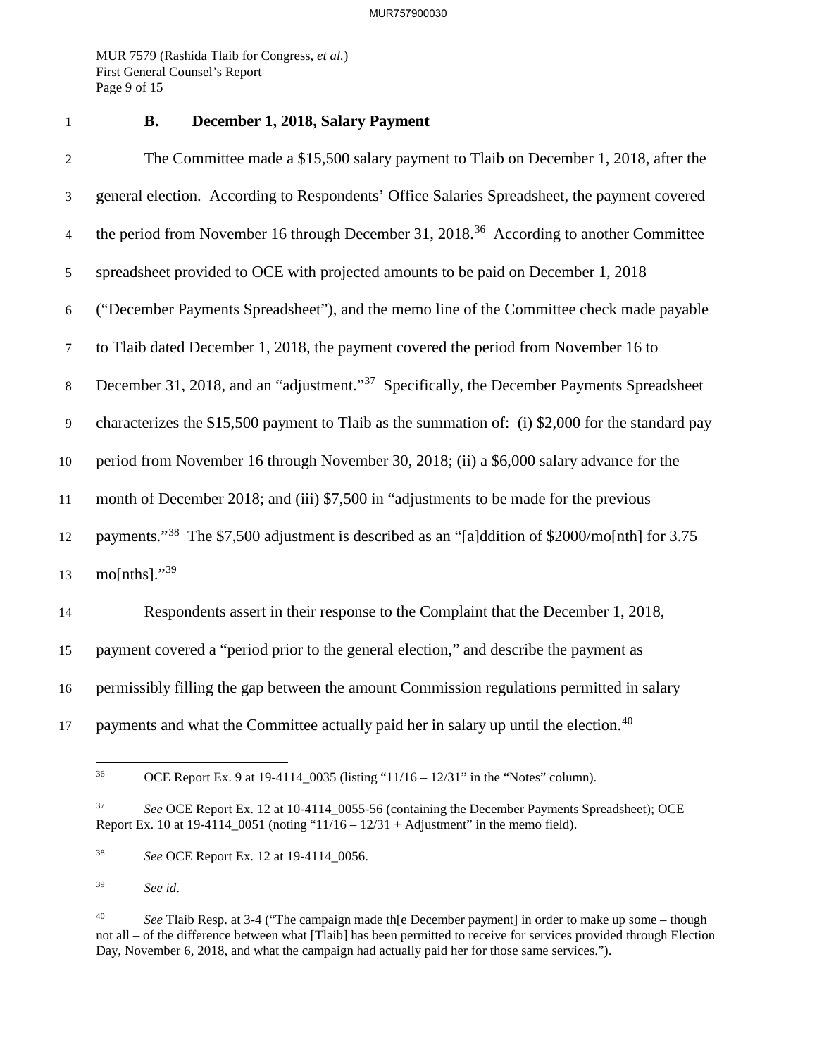### B. December 1, 2018, Salary Payment

The Committee made a $15,500 salary payment to Tlaib on December 1, 2018, after the general election. According to Respondents' Office Salaries Spreadsheet, the payment covered the period from November 16 through December 31, 2018.[36] According to another Committee spreadsheet provided to OCE with projected amounts to be paid on December 1, 2018 ("December Payments Spreadsheet"), and the memo line of the Committee check made payable to Tlaib dated December 1, 2018, the payment covered the period from November 16 to December 31, 2018, and an "adjustment."[37] Specifically, the December Payments Spreadsheet characterizes the $15,500 payment to Tlaib as the summation of: (i) $2,000 for the standard pay period from November 16 through November 30, 2018; (ii) a $6,000 salary advance for the month of December 2018; and (iii) $7,500 in "adjustments to be made for the previous payments."[38] The $7,500 adjustment is described as an "[a]ddition of $2000/mo[nth] for 3.75 mo[nths]."[39]

Respondents assert in their response to the Complaint that the December 1, 2018, payment covered a "period prior to the general election," and describe the payment as permissibly filling the gap between the amount Commission regulations permitted in salary payments and what the Committee actually paid her in salary up until the election.[40]

---

[36] OCE Report Ex. 9 at 19-4114_0035 (listing "11/16 – 12/31" in the "Notes" column).

[37] *See* OCE Report Ex. 12 at 10-4114_0055-56 (containing the December Payments Spreadsheet); OCE Report Ex. 10 at 19-4114_0051 (noting "11/16 – 12/31 + Adjustment" in the memo field).

[38] *See* OCE Report Ex. 12 at 19-4114_0056.

[39] *See id*.

[40] *See* Tlaib Resp. at 3-4 ("The campaign made th[e December payment] in order to make up some – though not all – of the difference between what [Tlaib] has been permitted to receive for services provided through Election Day, November 6, 2018, and what the campaign had actually paid her for those same services.").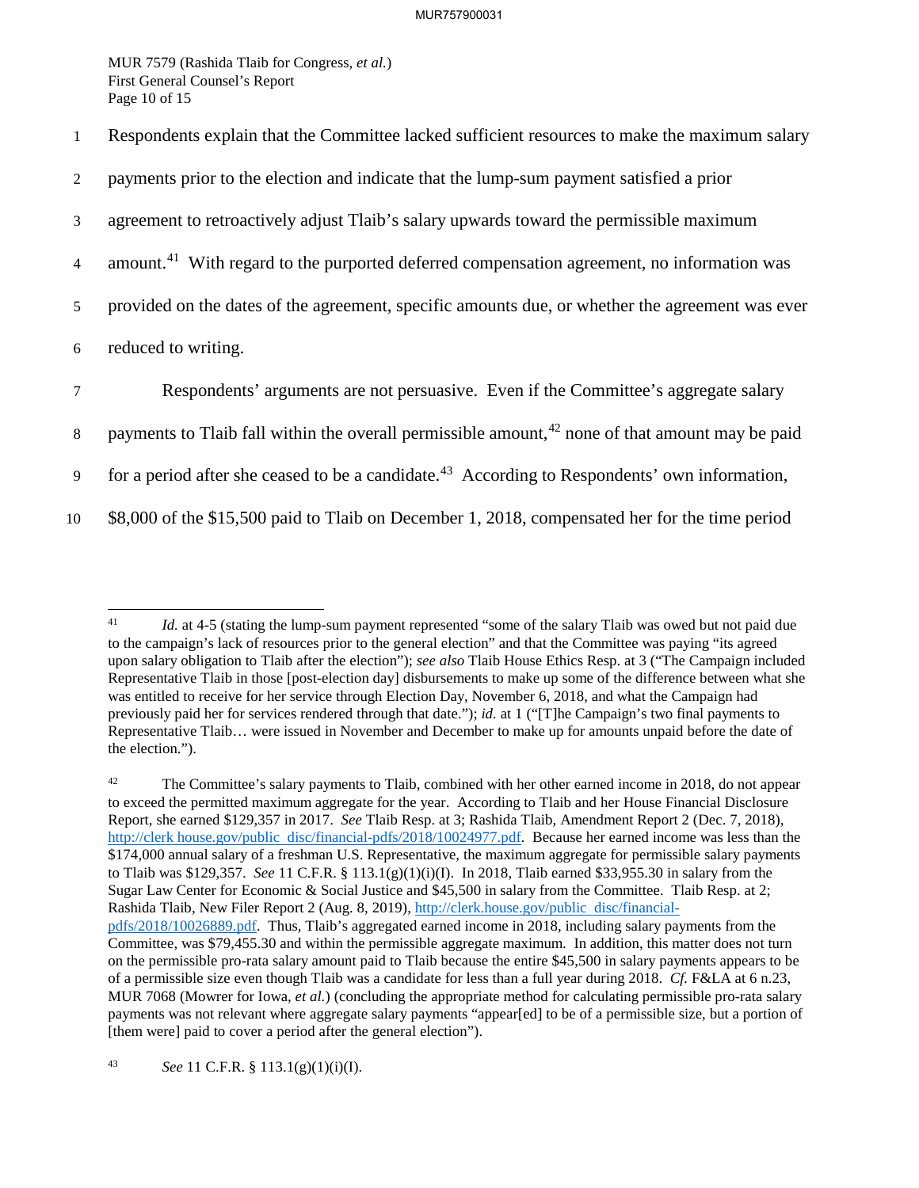Respondents explain that the Committee lacked sufficient resources to make the maximum salary payments prior to the election and indicate that the lump-sum payment satisfied a prior agreement to retroactively adjust Tlaib's salary upwards toward the permissible maximum amount.[41] With regard to the purported deferred compensation agreement, no information was provided on the dates of the agreement, specific amounts due, or whether the agreement was ever reduced to writing.

Respondents' arguments are not persuasive. Even if the Committee's aggregate salary payments to Tlaib fall within the overall permissible amount,[42] none of that amount may be paid for a period after she ceased to be a candidate.[43] According to Respondents' own information, $8,000 of the $15,500 paid to Tlaib on December 1, 2018, compensated her for the time period

---

[41] *Id.* at 4-5 (stating the lump-sum payment represented "some of the salary Tlaib was owed but not paid due to the campaign's lack of resources prior to the general election" and that the Committee was paying "its agreed upon salary obligation to Tlaib after the election"); *see also* Tlaib House Ethics Resp. at 3 ("The Campaign included Representative Tlaib in those [post-election day] disbursements to make up some of the difference between what she was entitled to receive for her service through Election Day, November 6, 2018, and what the Campaign had previously paid her for services rendered through that date."); *id.* at 1 ("[T]he Campaign's two final payments to Representative Tlaib… were issued in November and December to make up for amounts unpaid before the date of the election.").

[42] The Committee's salary payments to Tlaib, combined with her other earned income in 2018, do not appear to exceed the permitted maximum aggregate for the year. According to Tlaib and her House Financial Disclosure Report, she earned $129,357 in 2017. *See* Tlaib Resp. at 3; Rashida Tlaib, Amendment Report 2 (Dec. 7, 2018), http://clerk.house.gov/public_disc/financial-pdfs/2018/10024977.pdf. Because her earned income was less than the $174,000 annual salary of a freshman U.S. Representative, the maximum aggregate for permissible salary payments to Tlaib was $129,357. *See* 11 C.F.R. § 113.1(g)(1)(i)(I). In 2018, Tlaib earned $33,955.30 in salary from the Sugar Law Center for Economic & Social Justice and $45,500 in salary from the Committee. Tlaib Resp. at 2; Rashida Tlaib, New Filer Report 2 (Aug. 8, 2019), http://clerk.house.gov/public_disc/financial-pdfs/2018/10026889.pdf. Thus, Tlaib's aggregated earned income in 2018, including salary payments from the Committee, was $79,455.30 and within the permissible aggregate maximum. In addition, this matter does not turn on the permissible pro-rata salary amount paid to Tlaib because the entire $45,500 in salary payments appears to be of a permissible size even though Tlaib was a candidate for less than a full year during 2018. *Cf.* F&LA at 6 n.23, MUR 7068 (Mowrer for Iowa, *et al.*) (concluding the appropriate method for calculating permissible pro-rata salary payments was not relevant where aggregate salary payments "appear[ed] to be of a permissible size, but a portion of [them were] paid to cover a period after the general election").

[43] *See* 11 C.F.R. § 113.1(g)(1)(i)(I).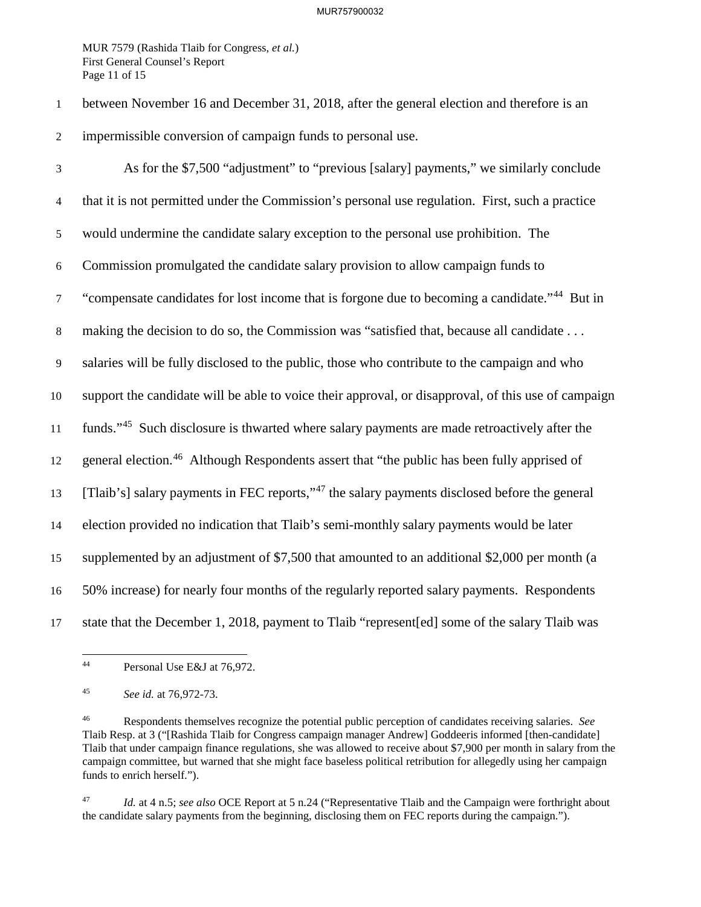between November 16 and December 31, 2018, after the general election and therefore is an impermissible conversion of campaign funds to personal use.

As for the $7,500 "adjustment" to "previous [salary] payments," we similarly conclude that it is not permitted under the Commission's personal use regulation. First, such a practice would undermine the candidate salary exception to the personal use prohibition. The Commission promulgated the candidate salary provision to allow campaign funds to "compensate candidates for lost income that is forgone due to becoming a candidate."[44] But in making the decision to do so, the Commission was "satisfied that, because all candidate . . . salaries will be fully disclosed to the public, those who contribute to the campaign and who support the candidate will be able to voice their approval, or disapproval, of this use of campaign funds."[45] Such disclosure is thwarted where salary payments are made retroactively after the general election.[46] Although Respondents assert that "the public has been fully apprised of [Tlaib's] salary payments in FEC reports,"[47] the salary payments disclosed before the general election provided no indication that Tlaib's semi-monthly salary payments would be later supplemented by an adjustment of $7,500 that amounted to an additional $2,000 per month (a 50% increase) for nearly four months of the regularly reported salary payments. Respondents state that the December 1, 2018, payment to Tlaib "represent[ed] some of the salary Tlaib was

---

[44] Personal Use E&J at 76,972.

[45] *See id.* at 76,972-73.

[46] Respondents themselves recognize the potential public perception of candidates receiving salaries. *See* Tlaib Resp. at 3 ("[Rashida Tlaib for Congress campaign manager Andrew] Goddeeris informed [then-candidate] Tlaib that under campaign finance regulations, she was allowed to receive about $7,900 per month in salary from the campaign committee, but warned that she might face baseless political retribution for allegedly using her campaign funds to enrich herself.").

[47] *Id.* at 4 n.5; *see also* OCE Report at 5 n.24 ("Representative Tlaib and the Campaign were forthright about the candidate salary payments from the beginning, disclosing them on FEC reports during the campaign.").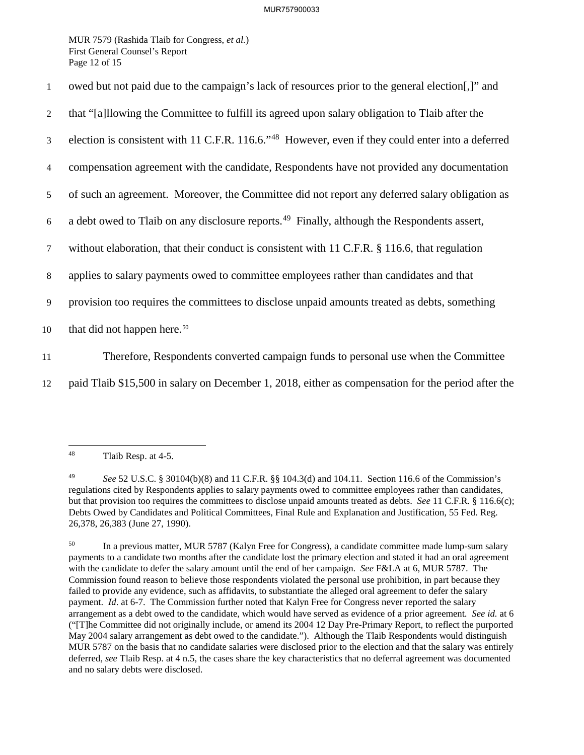owed but not paid due to the campaign's lack of resources prior to the general election[,]" and that "[a]llowing the Committee to fulfill its agreed upon salary obligation to Tlaib after the election is consistent with 11 C.F.R. 116.6."[48] However, even if they could enter into a deferred compensation agreement with the candidate, Respondents have not provided any documentation of such an agreement. Moreover, the Committee did not report any deferred salary obligation as a debt owed to Tlaib on any disclosure reports.[49] Finally, although the Respondents assert, without elaboration, that their conduct is consistent with 11 C.F.R. § 116.6, that regulation applies to salary payments owed to committee employees rather than candidates and that provision too requires the committees to disclose unpaid amounts treated as debts, something that did not happen here.[50]

Therefore, Respondents converted campaign funds to personal use when the Committee paid Tlaib $15,500 in salary on December 1, 2018, either as compensation for the period after the

---

[48] Tlaib Resp. at 4-5.

[49] *See* 52 U.S.C. § 30104(b)(8) and 11 C.F.R. §§ 104.3(d) and 104.11. Section 116.6 of the Commission's regulations cited by Respondents applies to salary payments owed to committee employees rather than candidates, but that provision too requires the committees to disclose unpaid amounts treated as debts. *See* 11 C.F.R. § 116.6(c); Debts Owed by Candidates and Political Committees, Final Rule and Explanation and Justification, 55 Fed. Reg. 26,378, 26,383 (June 27, 1990).

[50] In a previous matter, MUR 5787 (Kalyn Free for Congress), a candidate committee made lump-sum salary payments to a candidate two months after the candidate lost the primary election and stated it had an oral agreement with the candidate to defer the salary amount until the end of her campaign. *See* F&LA at 6, MUR 5787. The Commission found reason to believe those respondents violated the personal use prohibition, in part because they failed to provide any evidence, such as affidavits, to substantiate the alleged oral agreement to defer the salary payment. *Id*. at 6-7. The Commission further noted that Kalyn Free for Congress never reported the salary arrangement as a debt owed to the candidate, which would have served as evidence of a prior agreement. *See id.* at 6 ("[T]he Committee did not originally include, or amend its 2004 12 Day Pre-Primary Report, to reflect the purported May 2004 salary arrangement as debt owed to the candidate."). Although the Tlaib Respondents would distinguish MUR 5787 on the basis that no candidate salaries were disclosed prior to the election and that the salary was entirely deferred, *see* Tlaib Resp. at 4 n.5, the cases share the key characteristics that no deferral agreement was documented and no salary debts were disclosed.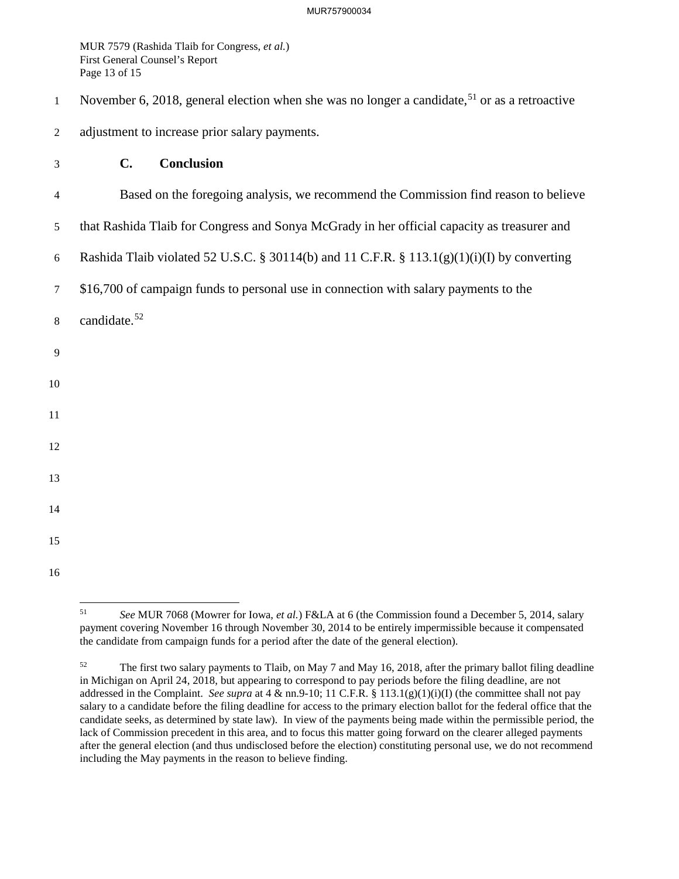November 6, 2018, general election when she was no longer a candidate,[51] or as a retroactive adjustment to increase prior salary payments.

### C. Conclusion

Based on the foregoing analysis, we recommend the Commission find reason to believe that Rashida Tlaib for Congress and Sonya McGrady in her official capacity as treasurer and Rashida Tlaib violated 52 U.S.C. § 30114(b) and 11 C.F.R. § 113.1(g)(1)(i)(I) by converting $16,700 of campaign funds to personal use in connection with salary payments to the candidate.[52]

---

[51] *See* MUR 7068 (Mowrer for Iowa, *et al.*) F&LA at 6 (the Commission found a December 5, 2014, salary payment covering November 16 through November 30, 2014 to be entirely impermissible because it compensated the candidate from campaign funds for a period after the date of the general election).

[52] The first two salary payments to Tlaib, on May 7 and May 16, 2018, after the primary ballot filing deadline in Michigan on April 24, 2018, but appearing to correspond to pay periods before the filing deadline, are not addressed in the Complaint. *See supra* at 4 & nn.9-10; 11 C.F.R. § 113.1(g)(1)(i)(I) (the committee shall not pay salary to a candidate before the filing deadline for access to the primary election ballot for the federal office that the candidate seeks, as determined by state law). In view of the payments being made within the permissible period, the lack of Commission precedent in this area, and to focus this matter going forward on the clearer alleged payments after the general election (and thus undisclosed before the election) constituting personal use, we do not recommend including the May payments in the reason to believe finding.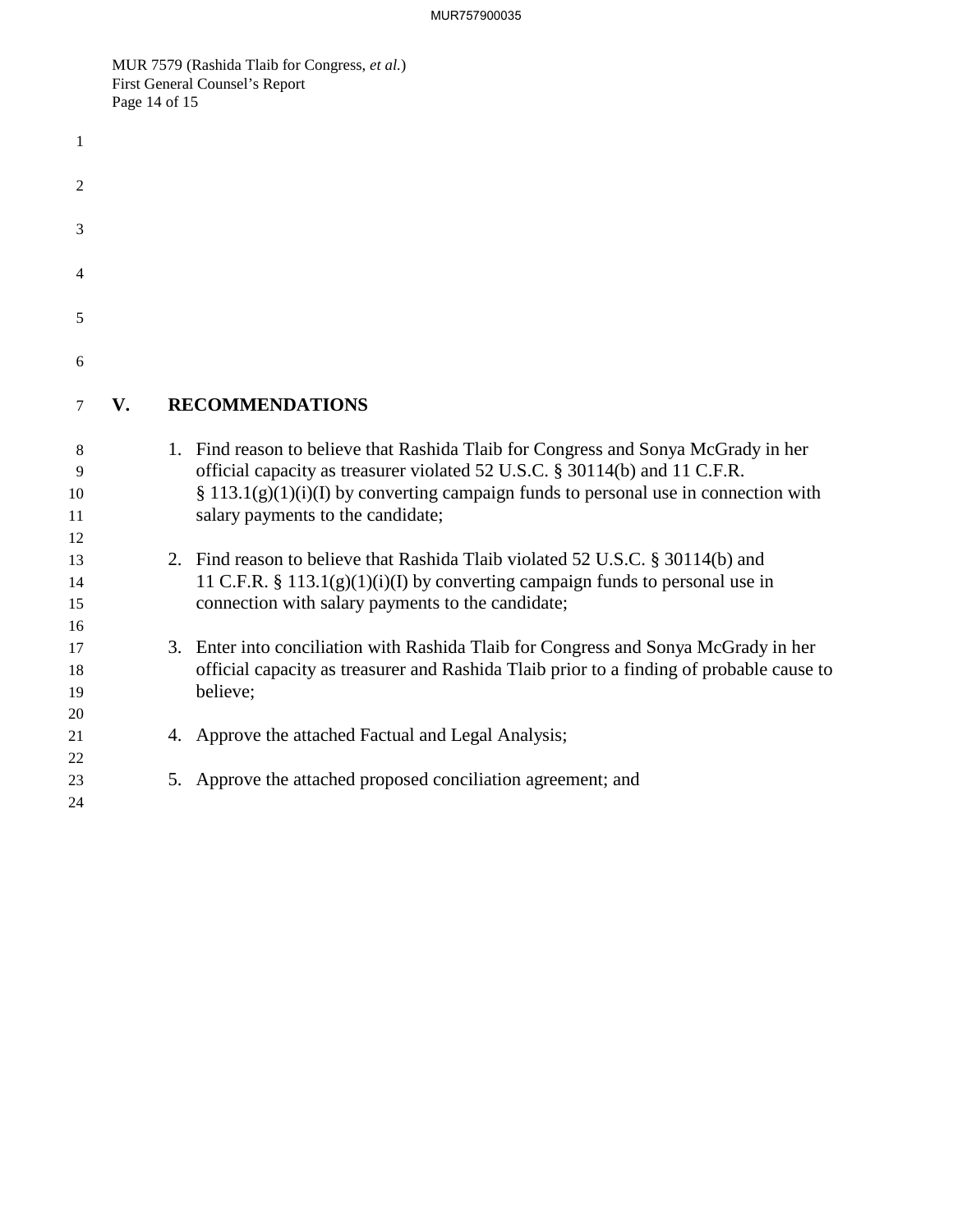## V. RECOMMENDATIONS

1. Find reason to believe that Rashida Tlaib for Congress and Sonya McGrady in her official capacity as treasurer violated 52 U.S.C. § 30114(b) and 11 C.F.R. § 113.1(g)(1)(i)(I) by converting campaign funds to personal use in connection with salary payments to the candidate;

2. Find reason to believe that Rashida Tlaib violated 52 U.S.C. § 30114(b) and 11 C.F.R. § 113.1(g)(1)(i)(I) by converting campaign funds to personal use in connection with salary payments to the candidate;

3. Enter into conciliation with Rashida Tlaib for Congress and Sonya McGrady in her official capacity as treasurer and Rashida Tlaib prior to a finding of probable cause to believe;

4. Approve the attached Factual and Legal Analysis;

5. Approve the attached proposed conciliation agreement; and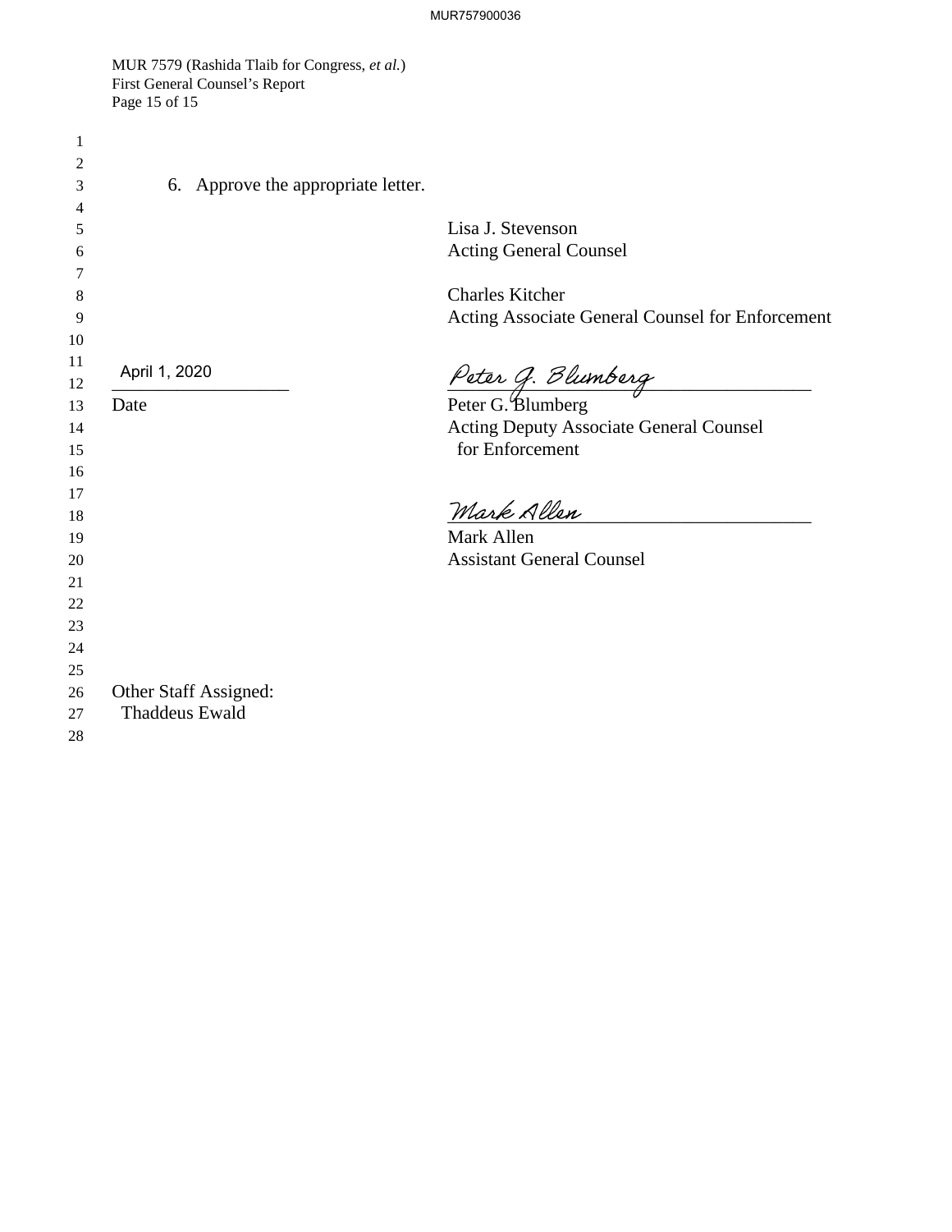6. Approve the appropriate letter.

Lisa J. Stevenson
Acting General Counsel

Charles Kitcher
Acting Associate General Counsel for Enforcement

April 1, 2020
Date

Peter G. Blumberg
Peter G. Blumberg
Acting Deputy Associate General Counsel
for Enforcement

Mark Allen
Mark Allen
Assistant General Counsel

Other Staff Assigned:
Thaddeus Ewald